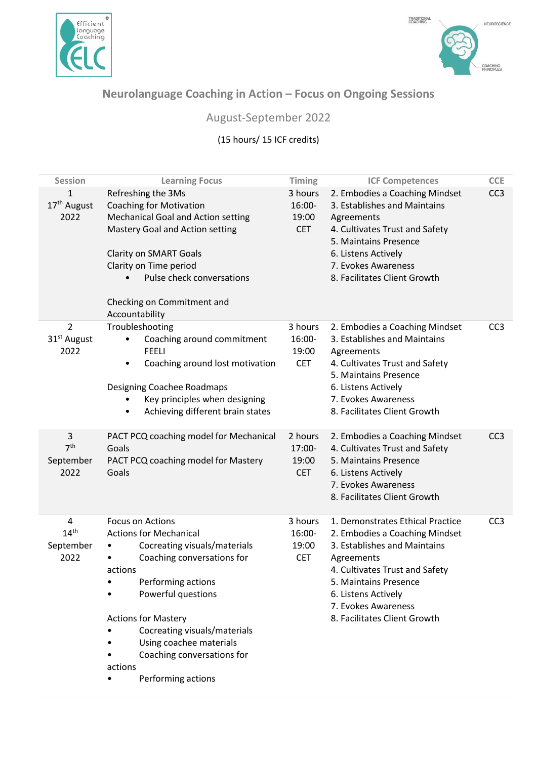# Neurolanguage Coaching in Action – Focus on Ongoing Sessions

## August-September 2022

(15 hours/ 15 ICF credits)

| Session | Learning Focus | Timing | ICF Competences | CCE |
|---|---|---|---|---|
| 1<br>17th August 2022 | Refreshing the 3Ms<br>Coaching for Motivation<br>Mechanical Goal and Action setting<br>Mastery Goal and Action setting<br><br>Clarity on SMART Goals<br>Clarity on Time period<br>• Pulse check conversations<br><br>Checking on Commitment and Accountability | 3 hours<br>16:00-19:00 CET | 2. Embodies a Coaching Mindset<br>3. Establishes and Maintains Agreements<br>4. Cultivates Trust and Safety<br>5. Maintains Presence<br>6. Listens Actively<br>7. Evokes Awareness<br>8. Facilitates Client Growth | CC3 |
| 2<br>31st August 2022 | Troubleshooting<br>• Coaching around commitment FEELI<br>• Coaching around lost motivation<br><br>Designing Coachee Roadmaps<br>• Key principles when designing<br>• Achieving different brain states | 3 hours<br>16:00-19:00 CET | 2. Embodies a Coaching Mindset<br>3. Establishes and Maintains Agreements<br>4. Cultivates Trust and Safety<br>5. Maintains Presence<br>6. Listens Actively<br>7. Evokes Awareness<br>8. Facilitates Client Growth | CC3 |
| 3<br>7th September 2022 | PACT PCQ coaching model for Mechanical Goals<br>PACT PCQ coaching model for Mastery Goals | 2 hours<br>17:00-19:00 CET | 2. Embodies a Coaching Mindset<br>4. Cultivates Trust and Safety<br>5. Maintains Presence<br>6. Listens Actively<br>7. Evokes Awareness<br>8. Facilitates Client Growth | CC3 |
| 4<br>14th September 2022 | Focus on Actions<br>Actions for Mechanical<br>• Cocreating visuals/materials<br>• Coaching conversations for actions<br>• Performing actions<br>• Powerful questions<br><br>Actions for Mastery<br>• Cocreating visuals/materials<br>• Using coachee materials<br>• Coaching conversations for actions<br>• Performing actions | 3 hours<br>16:00-19:00 CET | 1. Demonstrates Ethical Practice<br>2. Embodies a Coaching Mindset<br>3. Establishes and Maintains Agreements<br>4. Cultivates Trust and Safety<br>5. Maintains Presence<br>6. Listens Actively<br>7. Evokes Awareness<br>8. Facilitates Client Growth | CC3 |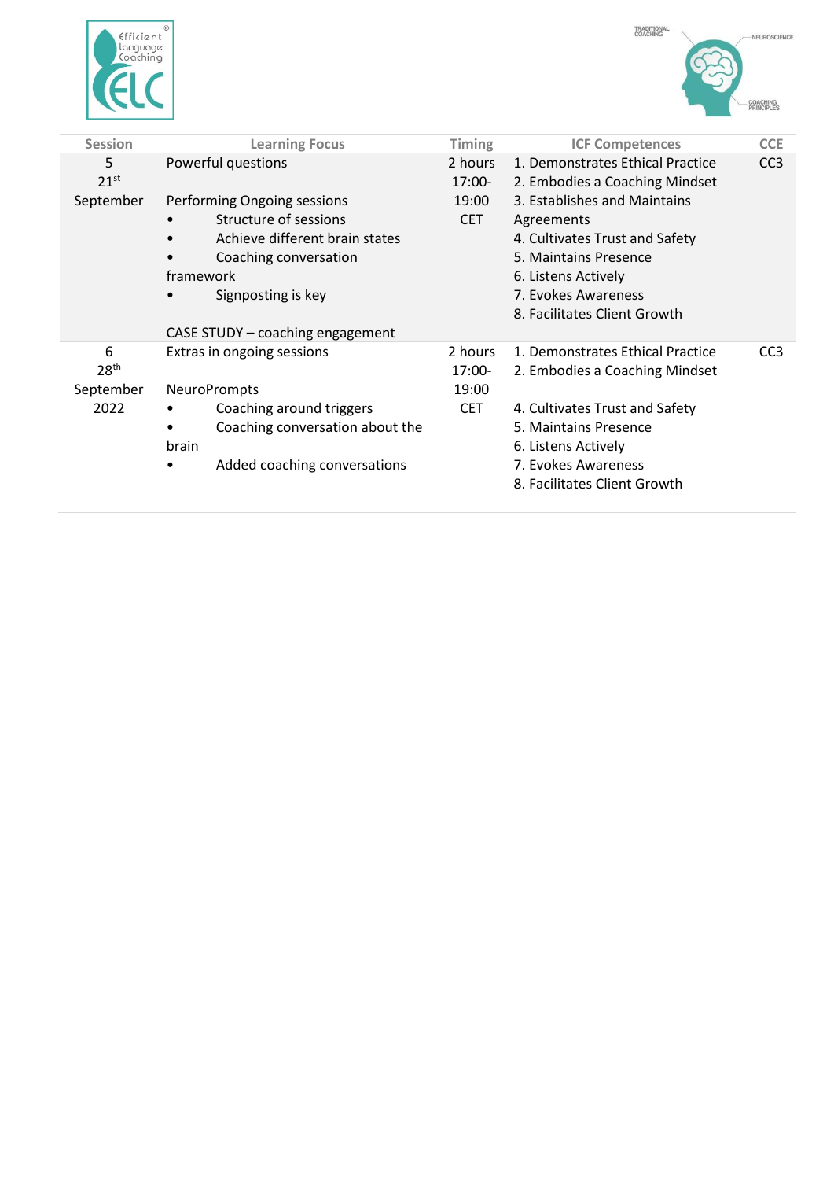| Session | Learning Focus | Timing | ICF Competences | CCE |
|---|---|---|---|---|
| 5<br>21st<br>September | Powerful questions<br><br>Performing Ongoing sessions<br>• Structure of sessions<br>• Achieve different brain states<br>• Coaching conversation framework<br>• Signposting is key<br><br>CASE STUDY – coaching engagement | 2 hours<br>17:00-<br>19:00<br>CET | 1. Demonstrates Ethical Practice<br>2. Embodies a Coaching Mindset<br>3. Establishes and Maintains Agreements<br>4. Cultivates Trust and Safety<br>5. Maintains Presence<br>6. Listens Actively<br>7. Evokes Awareness<br>8. Facilitates Client Growth | CC3 |
| 6<br>28th<br>September<br>2022 | Extras in ongoing sessions<br><br>NeuroPrompts<br>• Coaching around triggers<br>• Coaching conversation about the brain<br>• Added coaching conversations | 2 hours<br>17:00-<br>19:00<br>CET | 1. Demonstrates Ethical Practice<br>2. Embodies a Coaching Mindset<br><br>4. Cultivates Trust and Safety<br>5. Maintains Presence<br>6. Listens Actively<br>7. Evokes Awareness<br>8. Facilitates Client Growth | CC3 |